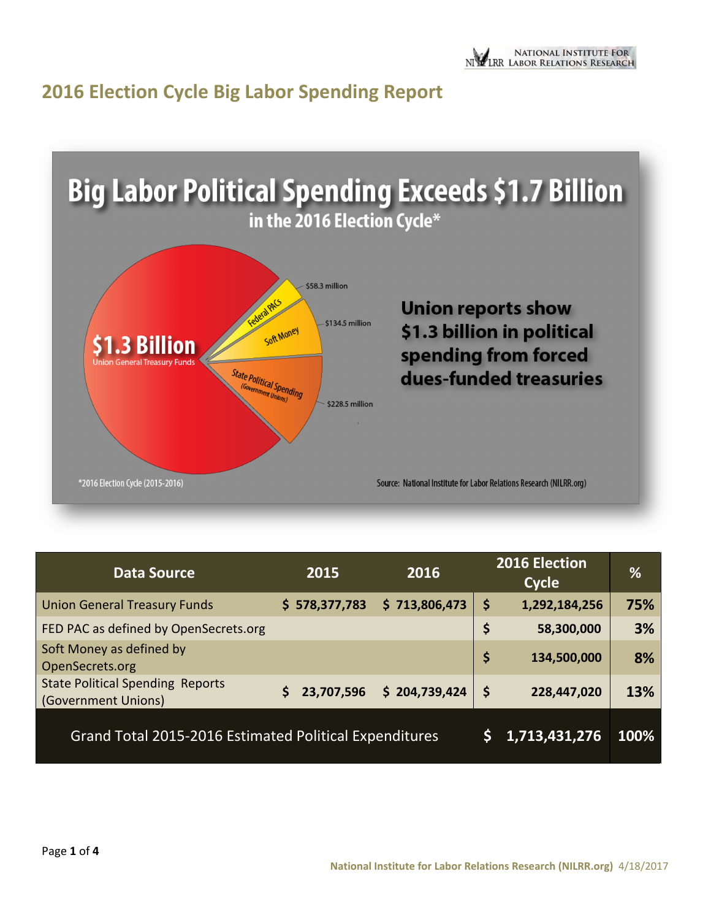# 2016 Election Cycle Big Labor Spending Report

## Big Labor Political Spending Exceeds $1.7 Billion

in the 2016 Election Cycle*

$1.3 Billion
Union General Treasury Funds

Federal PACs — $58.3 million

Soft Money — $134.5 million

State Political Spending (Government Unions) — $228.5 million

**Union reports show $1.3 billion in political spending from forced dues-funded treasuries**

*2016 Election Cycle (2015-2016)

Source: National Institute for Labor Relations Research (NILRR.org)

| Data Source | 2015 | 2016 | 2016 Election Cycle | % |
|---|---|---|---|---|
| Union General Treasury Funds | $ 578,377,783 | $ 713,806,473 | $ 1,292,184,256 | 75% |
| FED PAC as defined by OpenSecrets.org | | | $ 58,300,000 | 3% |
| Soft Money as defined by OpenSecrets.org | | | $ 134,500,000 | 8% |
| State Political Spending Reports (Government Unions) | $ 23,707,596 | $ 204,739,424 | $ 228,447,020 | 13% |
| **Grand Total 2015-2016 Estimated Political Expenditures** | | | **$ 1,713,431,276** | **100%** |

National Institute for Labor Relations Research (NILRR.org) 4/18/2017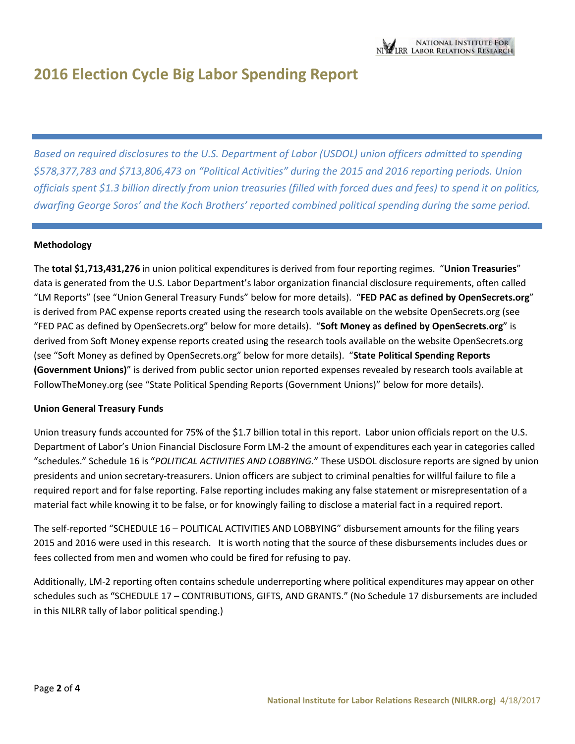# 2016 Election Cycle Big Labor Spending Report

*Based on required disclosures to the U.S. Department of Labor (USDOL) union officers admitted to spending $578,377,783 and $713,806,473 on "Political Activities" during the 2015 and 2016 reporting periods. Union officials spent $1.3 billion directly from union treasuries (filled with forced dues and fees) to spend it on politics, dwarfing George Soros' and the Koch Brothers' reported combined political spending during the same period.*

**Methodology**

The **total $1,713,431,276** in union political expenditures is derived from four reporting regimes. "**Union Treasuries**" data is generated from the U.S. Labor Department's labor organization financial disclosure requirements, often called "LM Reports" (see "Union General Treasury Funds" below for more details). "**FED PAC as defined by OpenSecrets.org**" is derived from PAC expense reports created using the research tools available on the website OpenSecrets.org (see "FED PAC as defined by OpenSecrets.org" below for more details). "**Soft Money as defined by OpenSecrets.org**" is derived from Soft Money expense reports created using the research tools available on the website OpenSecrets.org (see "Soft Money as defined by OpenSecrets.org" below for more details). "**State Political Spending Reports (Government Unions)**" is derived from public sector union reported expenses revealed by research tools available at FollowTheMoney.org (see "State Political Spending Reports (Government Unions)" below for more details).

**Union General Treasury Funds**

Union treasury funds accounted for 75% of the $1.7 billion total in this report. Labor union officials report on the U.S. Department of Labor's Union Financial Disclosure Form LM-2 the amount of expenditures each year in categories called "schedules." Schedule 16 is "*POLITICAL ACTIVITIES AND LOBBYING*." These USDOL disclosure reports are signed by union presidents and union secretary-treasurers. Union officers are subject to criminal penalties for willful failure to file a required report and for false reporting. False reporting includes making any false statement or misrepresentation of a material fact while knowing it to be false, or for knowingly failing to disclose a material fact in a required report.

The self-reported "SCHEDULE 16 – POLITICAL ACTIVITIES AND LOBBYING" disbursement amounts for the filing years 2015 and 2016 were used in this research. It is worth noting that the source of these disbursements includes dues or fees collected from men and women who could be fired for refusing to pay.

Additionally, LM-2 reporting often contains schedule underreporting where political expenditures may appear on other schedules such as "SCHEDULE 17 – CONTRIBUTIONS, GIFTS, AND GRANTS." (No Schedule 17 disbursements are included in this NILRR tally of labor political spending.)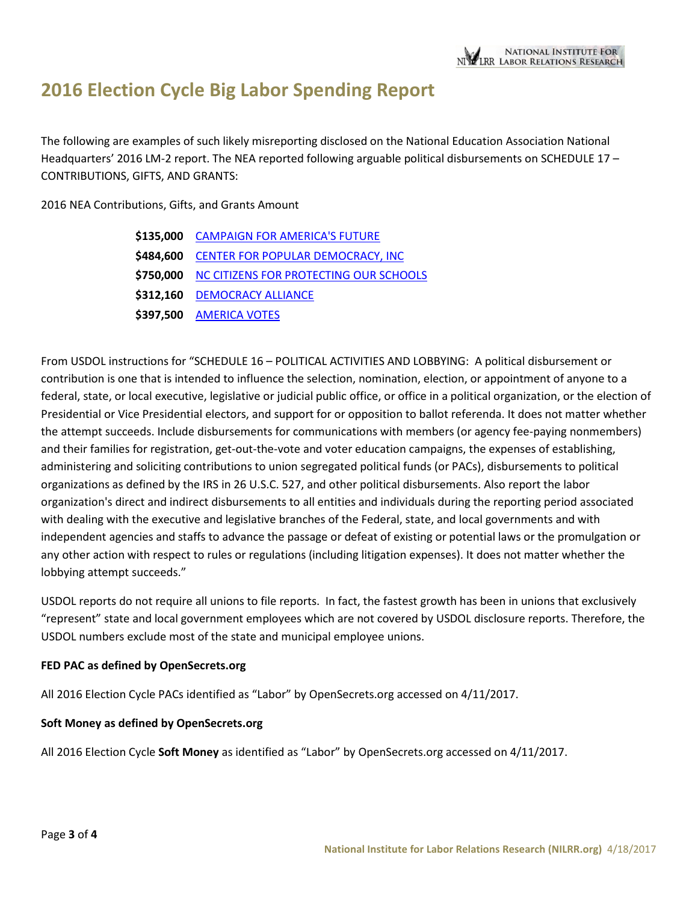# 2016 Election Cycle Big Labor Spending Report

The following are examples of such likely misreporting disclosed on the National Education Association National Headquarters' 2016 LM-2 report. The NEA reported following arguable political disbursements on SCHEDULE 17 – CONTRIBUTIONS, GIFTS, AND GRANTS:

2016 NEA Contributions, Gifts, and Grants Amount

| Amount | Recipient |
|---|---|
| **$135,000** | CAMPAIGN FOR AMERICA'S FUTURE |
| **$484,600** | CENTER FOR POPULAR DEMOCRACY, INC |
| **$750,000** | NC CITIZENS FOR PROTECTING OUR SCHOOLS |
| **$312,160** | DEMOCRACY ALLIANCE |
| **$397,500** | AMERICA VOTES |

From USDOL instructions for "SCHEDULE 16 – POLITICAL ACTIVITIES AND LOBBYING: A political disbursement or contribution is one that is intended to influence the selection, nomination, election, or appointment of anyone to a federal, state, or local executive, legislative or judicial public office, or office in a political organization, or the election of Presidential or Vice Presidential electors, and support for or opposition to ballot referenda. It does not matter whether the attempt succeeds. Include disbursements for communications with members (or agency fee-paying nonmembers) and their families for registration, get-out-the-vote and voter education campaigns, the expenses of establishing, administering and soliciting contributions to union segregated political funds (or PACs), disbursements to political organizations as defined by the IRS in 26 U.S.C. 527, and other political disbursements. Also report the labor organization's direct and indirect disbursements to all entities and individuals during the reporting period associated with dealing with the executive and legislative branches of the Federal, state, and local governments and with independent agencies and staffs to advance the passage or defeat of existing or potential laws or the promulgation or any other action with respect to rules or regulations (including litigation expenses). It does not matter whether the lobbying attempt succeeds."

USDOL reports do not require all unions to file reports. In fact, the fastest growth has been in unions that exclusively "represent" state and local government employees which are not covered by USDOL disclosure reports. Therefore, the USDOL numbers exclude most of the state and municipal employee unions.

**FED PAC as defined by OpenSecrets.org**

All 2016 Election Cycle PACs identified as "Labor" by OpenSecrets.org accessed on 4/11/2017.

**Soft Money as defined by OpenSecrets.org**

All 2016 Election Cycle **Soft Money** as identified as "Labor" by OpenSecrets.org accessed on 4/11/2017.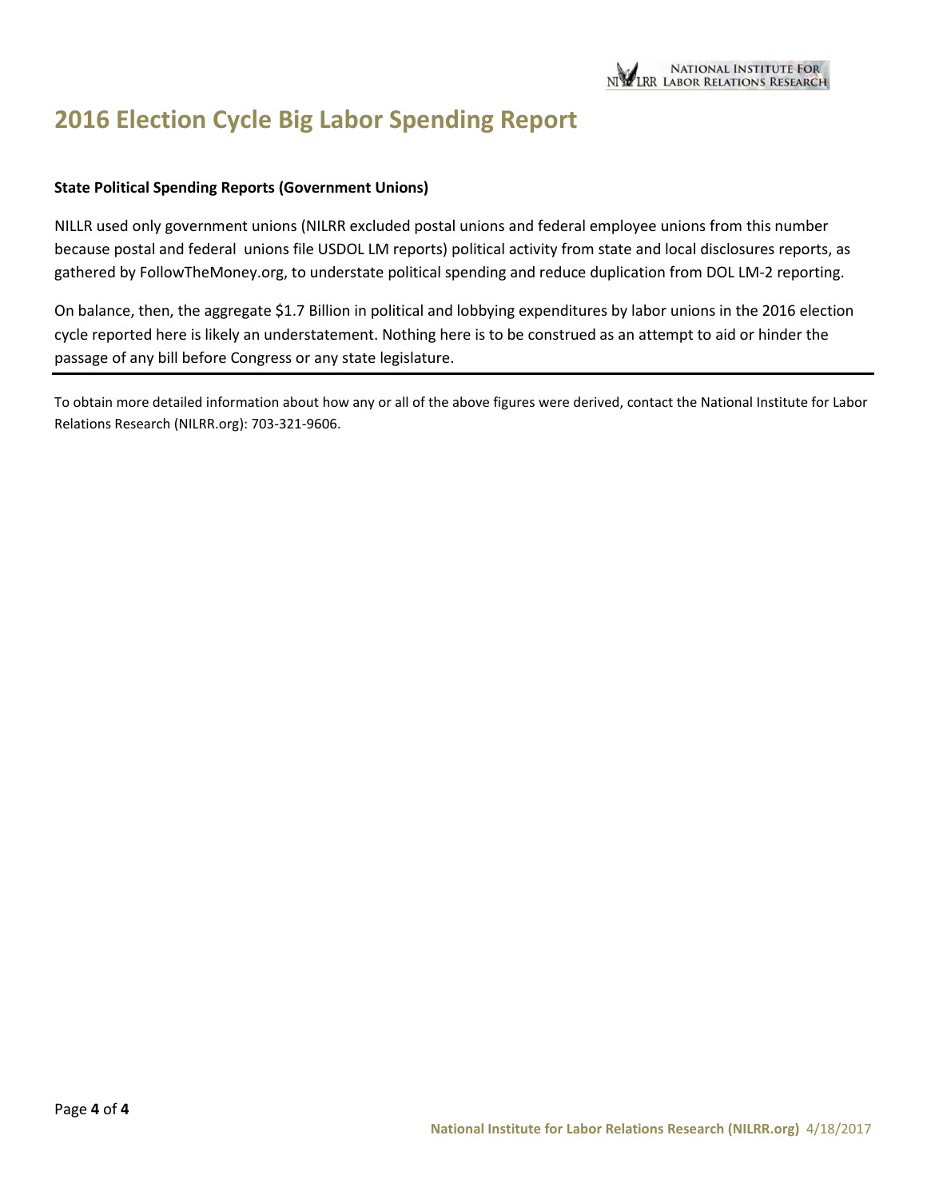# 2016 Election Cycle Big Labor Spending Report

**State Political Spending Reports (Government Unions)**

NILLR used only government unions (NILRR excluded postal unions and federal employee unions from this number because postal and federal  unions file USDOL LM reports) political activity from state and local disclosures reports, as gathered by FollowTheMoney.org, to understate political spending and reduce duplication from DOL LM-2 reporting.

On balance, then, the aggregate $1.7 Billion in political and lobbying expenditures by labor unions in the 2016 election cycle reported here is likely an understatement. Nothing here is to be construed as an attempt to aid or hinder the passage of any bill before Congress or any state legislature.

---

To obtain more detailed information about how any or all of the above figures were derived, contact the National Institute for Labor Relations Research (NILRR.org): 703-321-9606.